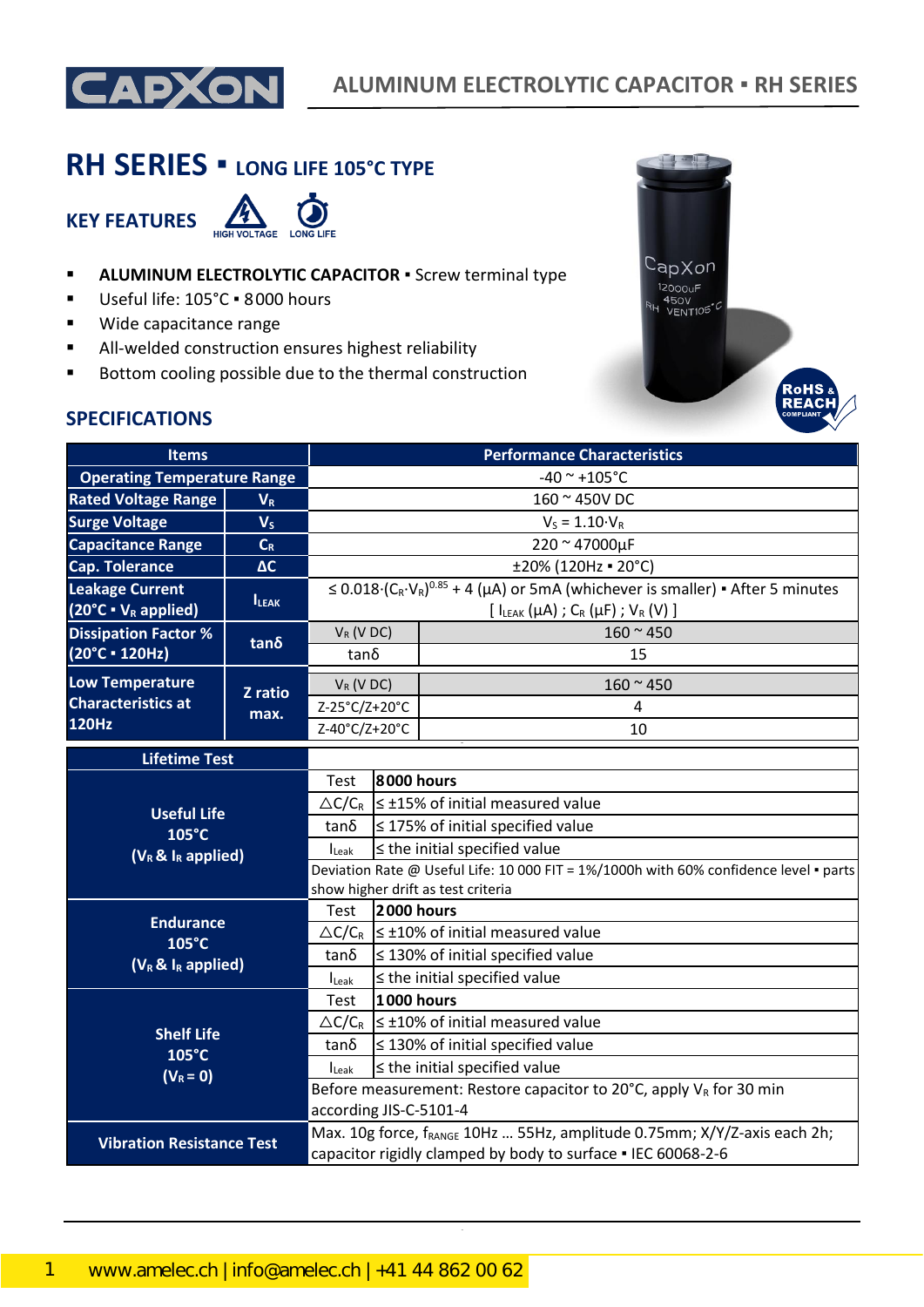# RH SERIES ▪ LONG LIFE 105°C TYPE

## KEY FEATURES

HIGH VOLTAGE LONG LIFE

- **ALUMINUM ELECTROLYTIC CAPACITOR** ▪ Screw terminal type
- Useful life: 105°C ▪ 8000 hours
- Wide capacitance range
- All-welded construction ensures highest reliability
- Bottom cooling possible due to the thermal construction

RoHS & REACH COMPLIANT

## SPECIFICATIONS

| Items | | Performance Characteristics | |
|---|---|---|---|
| Operating Temperature Range | | -40 ~ +105°C | |
| Rated Voltage Range | $V_R$ | 160 ~ 450V DC | |
| Surge Voltage | $V_S$ | $V_S = 1.10 \cdot V_R$ | |
| Capacitance Range | $C_R$ | 220 ~ 47000µF | |
| Cap. Tolerance | ΔC | ±20% (120Hz ▪ 20°C) | |
| Leakage Current (20°C ▪ $V_R$ applied) | $I_{LEAK}$ | $\leq 0.018 \cdot (C_R \cdot V_R)^{0.85} + 4$ (µA) or 5mA (whichever is smaller) ▪ After 5 minutes [ $I_{LEAK}$ (µA) ; $C_R$ (µF) ; $V_R$ (V) ] | |
| Dissipation Factor % (20°C ▪ 120Hz) | tanδ | $V_R$ (V DC) | 160 ~ 450 |
| | | tanδ | 15 |
| Low Temperature Characteristics at 120Hz | Z ratio max. | $V_R$ (V DC) | 160 ~ 450 |
| | | Z-25°C/Z+20°C | 4 |
| | | Z-40°C/Z+20°C | 10 |

| Lifetime Test | | |
|---|---|---|
| Useful Life 105°C ($V_R$ & $I_R$ applied) | Test | **8000 hours** |
| | △$C/C_R$ | ≤ ±15% of initial measured value |
| | tanδ | ≤ 175% of initial specified value |
| | $I_{Leak}$ | ≤ the initial specified value |
| | Deviation Rate @ Useful Life: 10 000 FIT = 1%/1000h with 60% confidence level ▪ parts show higher drift as test criteria | |
| Endurance 105°C ($V_R$ & $I_R$ applied) | Test | **2000 hours** |
| | △$C/C_R$ | ≤ ±10% of initial measured value |
| | tanδ | ≤ 130% of initial specified value |
| | $I_{Leak}$ | ≤ the initial specified value |
| Shelf Life 105°C ($V_R$ = 0) | Test | **1000 hours** |
| | △$C/C_R$ | ≤ ±10% of initial measured value |
| | tanδ | ≤ 130% of initial specified value |
| | $I_{Leak}$ | ≤ the initial specified value |
| | Before measurement: Restore capacitor to 20°C, apply $V_R$ for 30 min according JIS-C-5101-4 | |
| Vibration Resistance Test | Max. 10g force, $f_{RANGE}$ 10Hz … 55Hz, amplitude 0.75mm; X/Y/Z-axis each 2h; capacitor rigidly clamped by body to surface ▪ IEC 60068-2-6 | |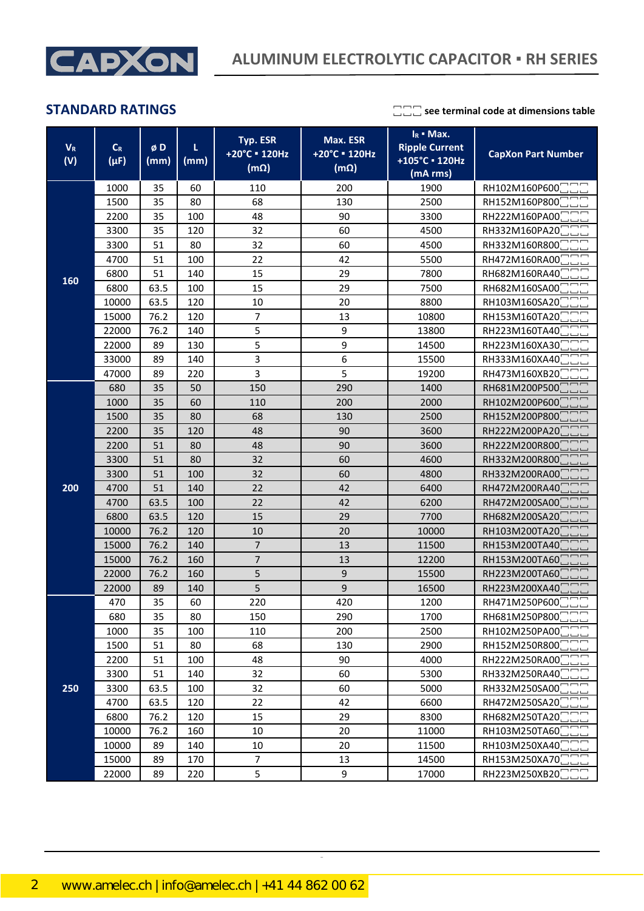## STANDARD RATINGS

□□□ see terminal code at dimensions table

| $V_R$ (V) | $C_R$ (µF) | ø D (mm) | L (mm) | Typ. ESR +20°C ▪ 120Hz (mΩ) | Max. ESR +20°C ▪ 120Hz (mΩ) | $I_R$ ▪ Max. Ripple Current +105°C ▪ 120Hz (mA rms) | CapXon Part Number |
|---|---|---|---|---|---|---|---|
| 160 | 1000 | 35 | 60 | 110 | 200 | 1900 | RH102M160P600□□□ |
| | 1500 | 35 | 80 | 68 | 130 | 2500 | RH152M160P800□□□ |
| | 2200 | 35 | 100 | 48 | 90 | 3300 | RH222M160PA00□□□ |
| | 3300 | 35 | 120 | 32 | 60 | 4500 | RH332M160PA20□□□ |
| | 3300 | 51 | 80 | 32 | 60 | 4500 | RH332M160R800□□□ |
| | 4700 | 51 | 100 | 22 | 42 | 5500 | RH472M160RA00□□□ |
| | 6800 | 51 | 140 | 15 | 29 | 7800 | RH682M160RA40□□□ |
| | 6800 | 63.5 | 100 | 15 | 29 | 7500 | RH682M160SA00□□□ |
| | 10000 | 63.5 | 120 | 10 | 20 | 8800 | RH103M160SA20□□□ |
| | 15000 | 76.2 | 120 | 7 | 13 | 10800 | RH153M160TA20□□□ |
| | 22000 | 76.2 | 140 | 5 | 9 | 13800 | RH223M160TA40□□□ |
| | 22000 | 89 | 130 | 5 | 9 | 14500 | RH223M160XA30□□□ |
| | 33000 | 89 | 140 | 3 | 6 | 15500 | RH333M160XA40□□□ |
| | 47000 | 89 | 220 | 3 | 5 | 19200 | RH473M160XB20□□□ |
| 200 | 680 | 35 | 50 | 150 | 290 | 1400 | RH681M200P500□□□ |
| | 1000 | 35 | 60 | 110 | 200 | 2000 | RH102M200P600□□□ |
| | 1500 | 35 | 80 | 68 | 130 | 2500 | RH152M200P800□□□ |
| | 2200 | 35 | 120 | 48 | 90 | 3600 | RH222M200PA20□□□ |
| | 2200 | 51 | 80 | 48 | 90 | 3600 | RH222M200R800□□□ |
| | 3300 | 51 | 80 | 32 | 60 | 4600 | RH332M200R800□□□ |
| | 3300 | 51 | 100 | 32 | 60 | 4800 | RH332M200RA00□□□ |
| | 4700 | 51 | 140 | 22 | 42 | 6400 | RH472M200RA40□□□ |
| | 4700 | 63.5 | 100 | 22 | 42 | 6200 | RH472M200SA00□□□ |
| | 6800 | 63.5 | 120 | 15 | 29 | 7700 | RH682M200SA20□□□ |
| | 10000 | 76.2 | 120 | 10 | 20 | 10000 | RH103M200TA20□□□ |
| | 15000 | 76.2 | 140 | 7 | 13 | 11500 | RH153M200TA40□□□ |
| | 15000 | 76.2 | 160 | 7 | 13 | 12200 | RH153M200TA60□□□ |
| | 22000 | 76.2 | 160 | 5 | 9 | 15500 | RH223M200TA60□□□ |
| | 22000 | 89 | 140 | 5 | 9 | 16500 | RH223M200XA40□□□ |
| 250 | 470 | 35 | 60 | 220 | 420 | 1200 | RH471M250P600□□□ |
| | 680 | 35 | 80 | 150 | 290 | 1700 | RH681M250P800□□□ |
| | 1000 | 35 | 100 | 110 | 200 | 2500 | RH102M250PA00□□□ |
| | 1500 | 51 | 80 | 68 | 130 | 2900 | RH152M250R800□□□ |
| | 2200 | 51 | 100 | 48 | 90 | 4000 | RH222M250RA00□□□ |
| | 3300 | 51 | 140 | 32 | 60 | 5300 | RH332M250RA40□□□ |
| | 3300 | 63.5 | 100 | 32 | 60 | 5000 | RH332M250SA00□□□ |
| | 4700 | 63.5 | 120 | 22 | 42 | 6600 | RH472M250SA20□□□ |
| | 6800 | 76.2 | 120 | 15 | 29 | 8300 | RH682M250TA20□□□ |
| | 10000 | 76.2 | 160 | 10 | 20 | 11000 | RH103M250TA60□□□ |
| | 10000 | 89 | 140 | 10 | 20 | 11500 | RH103M250XA40□□□ |
| | 15000 | 89 | 170 | 7 | 13 | 14500 | RH153M250XA70□□□ |
| | 22000 | 89 | 220 | 5 | 9 | 17000 | RH223M250XB20□□□ |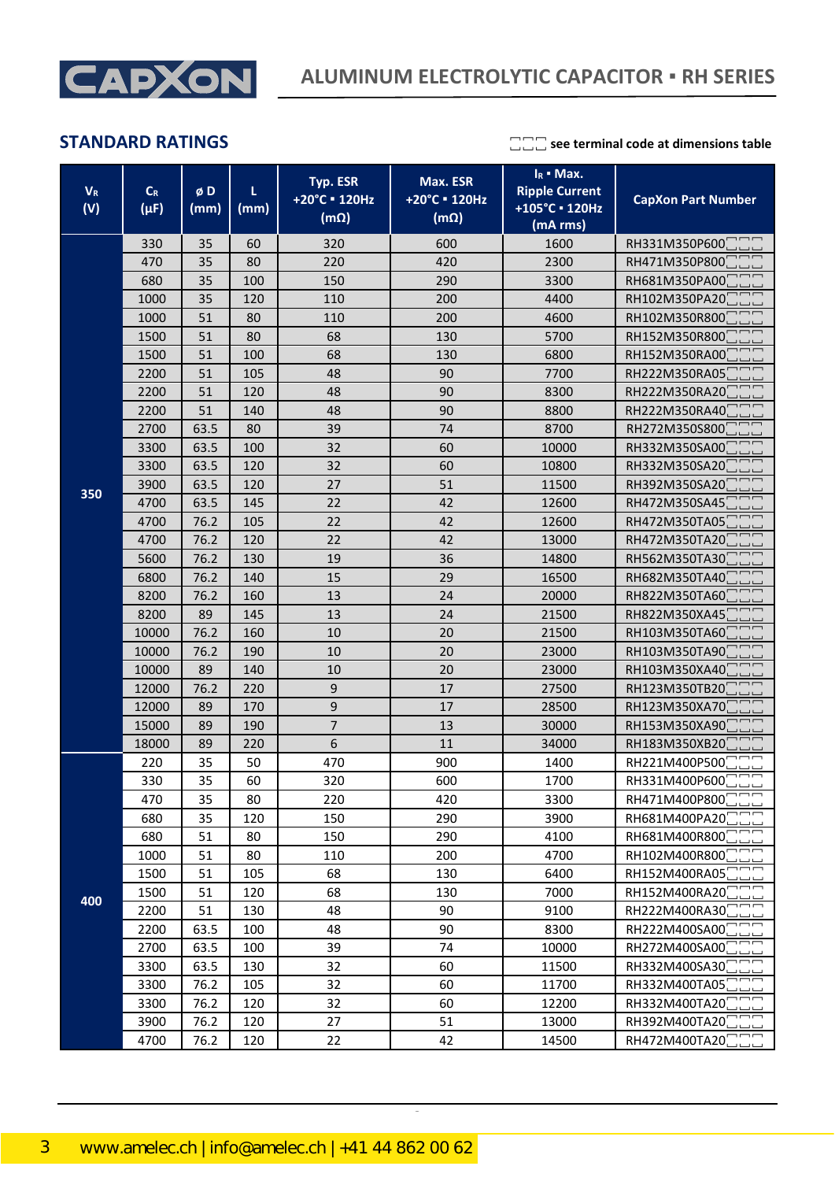## STANDARD RATINGS

□□□ see terminal code at dimensions table

| $V_R$ (V) | $C_R$ (µF) | ø D (mm) | L (mm) | Typ. ESR +20°C ▪ 120Hz (mΩ) | Max. ESR +20°C ▪ 120Hz (mΩ) | $I_R$ ▪ Max. Ripple Current +105°C ▪ 120Hz (mA rms) | CapXon Part Number |
|---|---|---|---|---|---|---|---|
| 350 | 330 | 35 | 60 | 320 | 600 | 1600 | RH331M350P600□□□ |
| | 470 | 35 | 80 | 220 | 420 | 2300 | RH471M350P800□□□ |
| | 680 | 35 | 100 | 150 | 290 | 3300 | RH681M350PA00□□□ |
| | 1000 | 35 | 120 | 110 | 200 | 4400 | RH102M350PA20□□□ |
| | 1000 | 51 | 80 | 110 | 200 | 4600 | RH102M350R800□□□ |
| | 1500 | 51 | 80 | 68 | 130 | 5700 | RH152M350R800□□□ |
| | 1500 | 51 | 100 | 68 | 130 | 6800 | RH152M350RA00□□□ |
| | 2200 | 51 | 105 | 48 | 90 | 7700 | RH222M350RA05□□□ |
| | 2200 | 51 | 120 | 48 | 90 | 8300 | RH222M350RA20□□□ |
| | 2200 | 51 | 140 | 48 | 90 | 8800 | RH222M350RA40□□□ |
| | 2700 | 63.5 | 80 | 39 | 74 | 8700 | RH272M350S800□□□ |
| | 3300 | 63.5 | 100 | 32 | 60 | 10000 | RH332M350SA00□□□ |
| | 3300 | 63.5 | 120 | 32 | 60 | 10800 | RH332M350SA20□□□ |
| | 3900 | 63.5 | 120 | 27 | 51 | 11500 | RH392M350SA20□□□ |
| | 4700 | 63.5 | 145 | 22 | 42 | 12600 | RH472M350SA45□□□ |
| | 4700 | 76.2 | 105 | 22 | 42 | 12600 | RH472M350TA05□□□ |
| | 4700 | 76.2 | 120 | 22 | 42 | 13000 | RH472M350TA20□□□ |
| | 5600 | 76.2 | 130 | 19 | 36 | 14800 | RH562M350TA30□□□ |
| | 6800 | 76.2 | 140 | 15 | 29 | 16500 | RH682M350TA40□□□ |
| | 8200 | 76.2 | 160 | 13 | 24 | 20000 | RH822M350TA60□□□ |
| | 8200 | 89 | 145 | 13 | 24 | 21500 | RH822M350XA45□□□ |
| | 10000 | 76.2 | 160 | 10 | 20 | 21500 | RH103M350TA60□□□ |
| | 10000 | 76.2 | 190 | 10 | 20 | 23000 | RH103M350TA90□□□ |
| | 10000 | 89 | 140 | 10 | 20 | 23000 | RH103M350XA40□□□ |
| | 12000 | 76.2 | 220 | 9 | 17 | 27500 | RH123M350TB20□□□ |
| | 12000 | 89 | 170 | 9 | 17 | 28500 | RH123M350XA70□□□ |
| | 15000 | 89 | 190 | 7 | 13 | 30000 | RH153M350XA90□□□ |
| | 18000 | 89 | 220 | 6 | 11 | 34000 | RH183M350XB20□□□ |
| 400 | 220 | 35 | 50 | 470 | 900 | 1400 | RH221M400P500□□□ |
| | 330 | 35 | 60 | 320 | 600 | 1700 | RH331M400P600□□□ |
| | 470 | 35 | 80 | 220 | 420 | 3300 | RH471M400P800□□□ |
| | 680 | 35 | 120 | 150 | 290 | 3900 | RH681M400PA20□□□ |
| | 680 | 51 | 80 | 150 | 290 | 4100 | RH681M400R800□□□ |
| | 1000 | 51 | 80 | 110 | 200 | 4700 | RH102M400R800□□□ |
| | 1500 | 51 | 105 | 68 | 130 | 6400 | RH152M400RA05□□□ |
| | 1500 | 51 | 120 | 68 | 130 | 7000 | RH152M400RA20□□□ |
| | 2200 | 51 | 130 | 48 | 90 | 9100 | RH222M400RA30□□□ |
| | 2200 | 63.5 | 100 | 48 | 90 | 8300 | RH222M400SA00□□□ |
| | 2700 | 63.5 | 100 | 39 | 74 | 10000 | RH272M400SA00□□□ |
| | 3300 | 63.5 | 130 | 32 | 60 | 11500 | RH332M400SA30□□□ |
| | 3300 | 76.2 | 105 | 32 | 60 | 11700 | RH332M400TA05□□□ |
| | 3300 | 76.2 | 120 | 32 | 60 | 12200 | RH332M400TA20□□□ |
| | 3900 | 76.2 | 120 | 27 | 51 | 13000 | RH392M400TA20□□□ |
| | 4700 | 76.2 | 120 | 22 | 42 | 14500 | RH472M400TA20□□□ |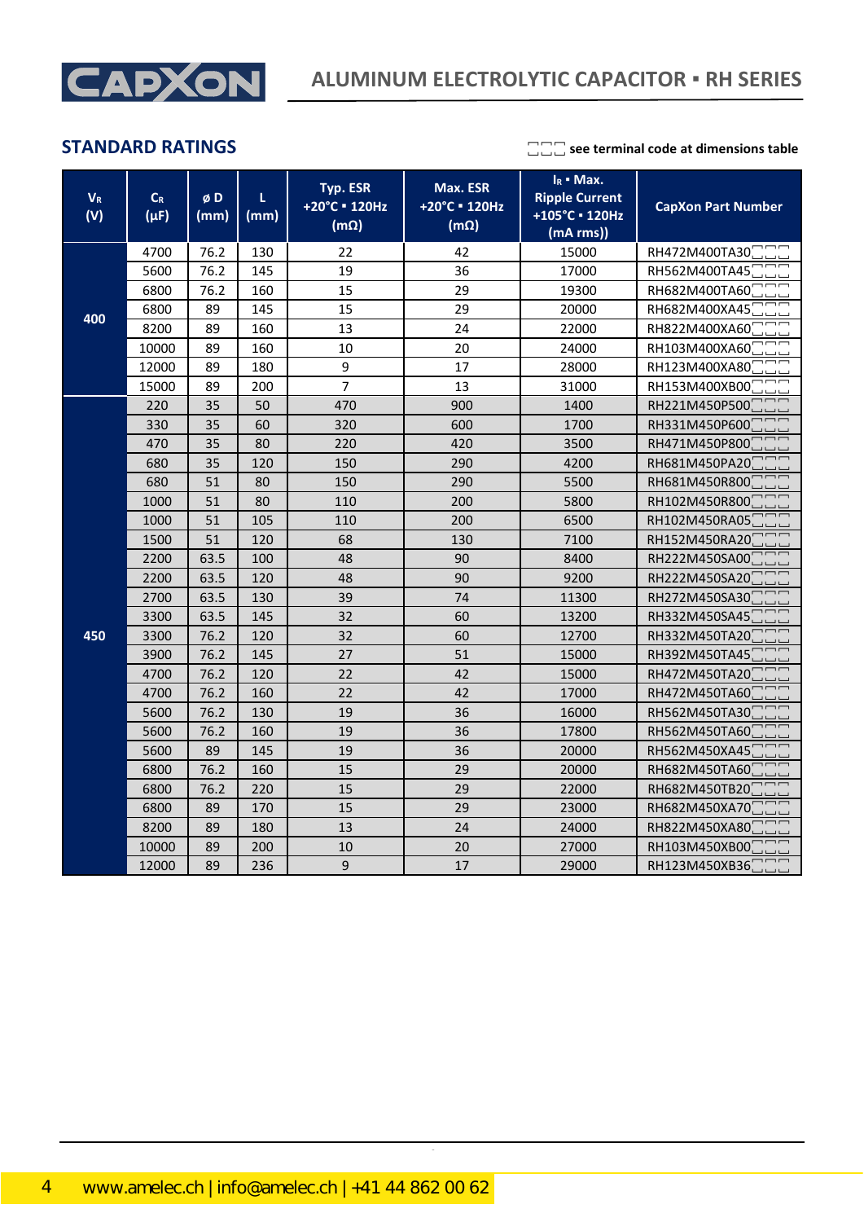## STANDARD RATINGS

□□□ see terminal code at dimensions table

| $V_R$ (V) | $C_R$ (µF) | ø D (mm) | L (mm) | Typ. ESR +20°C ▪ 120Hz (mΩ) | Max. ESR +20°C ▪ 120Hz (mΩ) | $I_R$ ▪ Max. Ripple Current +105°C ▪ 120Hz (mA rms)) | CapXon Part Number |
|---|---|---|---|---|---|---|---|
| 400 | 4700 | 76.2 | 130 | 22 | 42 | 15000 | RH472M400TA30□□□ |
| | 5600 | 76.2 | 145 | 19 | 36 | 17000 | RH562M400TA45□□□ |
| | 6800 | 76.2 | 160 | 15 | 29 | 19300 | RH682M400TA60□□□ |
| | 6800 | 89 | 145 | 15 | 29 | 20000 | RH682M400XA45□□□ |
| | 8200 | 89 | 160 | 13 | 24 | 22000 | RH822M400XA60□□□ |
| | 10000 | 89 | 160 | 10 | 20 | 24000 | RH103M400XA60□□□ |
| | 12000 | 89 | 180 | 9 | 17 | 28000 | RH123M400XA80□□□ |
| | 15000 | 89 | 200 | 7 | 13 | 31000 | RH153M400XB00□□□ |
| 450 | 220 | 35 | 50 | 470 | 900 | 1400 | RH221M450P500□□□ |
| | 330 | 35 | 60 | 320 | 600 | 1700 | RH331M450P600□□□ |
| | 470 | 35 | 80 | 220 | 420 | 3500 | RH471M450P800□□□ |
| | 680 | 35 | 120 | 150 | 290 | 4200 | RH681M450PA20□□□ |
| | 680 | 51 | 80 | 150 | 290 | 5500 | RH681M450R800□□□ |
| | 1000 | 51 | 80 | 110 | 200 | 5800 | RH102M450R800□□□ |
| | 1000 | 51 | 105 | 110 | 200 | 6500 | RH102M450RA05□□□ |
| | 1500 | 51 | 120 | 68 | 130 | 7100 | RH152M450RA20□□□ |
| | 2200 | 63.5 | 100 | 48 | 90 | 8400 | RH222M450SA00□□□ |
| | 2200 | 63.5 | 120 | 48 | 90 | 9200 | RH222M450SA20□□□ |
| | 2700 | 63.5 | 130 | 39 | 74 | 11300 | RH272M450SA30□□□ |
| | 3300 | 63.5 | 145 | 32 | 60 | 13200 | RH332M450SA45□□□ |
| | 3300 | 76.2 | 120 | 32 | 60 | 12700 | RH332M450TA20□□□ |
| | 3900 | 76.2 | 145 | 27 | 51 | 15000 | RH392M450TA45□□□ |
| | 4700 | 76.2 | 120 | 22 | 42 | 15000 | RH472M450TA20□□□ |
| | 4700 | 76.2 | 160 | 22 | 42 | 17000 | RH472M450TA60□□□ |
| | 5600 | 76.2 | 130 | 19 | 36 | 16000 | RH562M450TA30□□□ |
| | 5600 | 76.2 | 160 | 19 | 36 | 17800 | RH562M450TA60□□□ |
| | 5600 | 89 | 145 | 19 | 36 | 20000 | RH562M450XA45□□□ |
| | 6800 | 76.2 | 160 | 15 | 29 | 20000 | RH682M450TA60□□□ |
| | 6800 | 76.2 | 220 | 15 | 29 | 22000 | RH682M450TB20□□□ |
| | 6800 | 89 | 170 | 15 | 29 | 23000 | RH682M450XA70□□□ |
| | 8200 | 89 | 180 | 13 | 24 | 24000 | RH822M450XA80□□□ |
| | 10000 | 89 | 200 | 10 | 20 | 27000 | RH103M450XB00□□□ |
| | 12000 | 89 | 236 | 9 | 17 | 29000 | RH123M450XB36□□□ |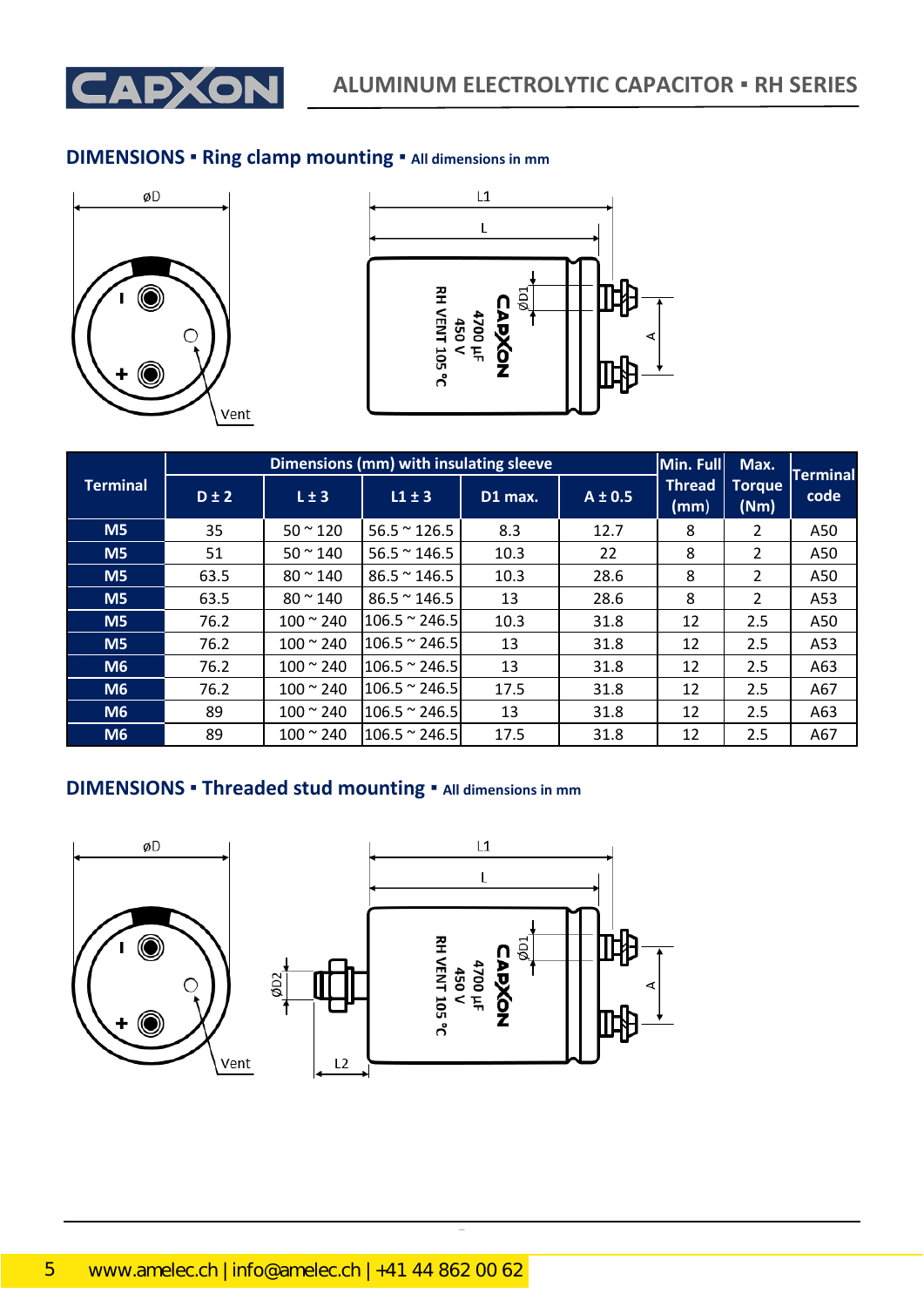## DIMENSIONS ▪ Ring clamp mounting ▪ All dimensions in mm

| Terminal | Dimensions (mm) with insulating sleeve | | | | | Min. Full Thread (mm) | Max. Torque (Nm) | Terminal code |
|---|---|---|---|---|---|---|---|---|
| | D ± 2 | L ± 3 | L1 ± 3 | D1 max. | A ± 0.5 | | | |
| M5 | 35 | 50 ~ 120 | 56.5 ~ 126.5 | 8.3 | 12.7 | 8 | 2 | A50 |
| M5 | 51 | 50 ~ 140 | 56.5 ~ 146.5 | 10.3 | 22 | 8 | 2 | A50 |
| M5 | 63.5 | 80 ~ 140 | 86.5 ~ 146.5 | 10.3 | 28.6 | 8 | 2 | A50 |
| M5 | 63.5 | 80 ~ 140 | 86.5 ~ 146.5 | 13 | 28.6 | 8 | 2 | A53 |
| M5 | 76.2 | 100 ~ 240 | 106.5 ~ 246.5 | 10.3 | 31.8 | 12 | 2.5 | A50 |
| M5 | 76.2 | 100 ~ 240 | 106.5 ~ 246.5 | 13 | 31.8 | 12 | 2.5 | A53 |
| M6 | 76.2 | 100 ~ 240 | 106.5 ~ 246.5 | 13 | 31.8 | 12 | 2.5 | A63 |
| M6 | 76.2 | 100 ~ 240 | 106.5 ~ 246.5 | 17.5 | 31.8 | 12 | 2.5 | A67 |
| M6 | 89 | 100 ~ 240 | 106.5 ~ 246.5 | 13 | 31.8 | 12 | 2.5 | A63 |
| M6 | 89 | 100 ~ 240 | 106.5 ~ 246.5 | 17.5 | 31.8 | 12 | 2.5 | A67 |

## DIMENSIONS ▪ Threaded stud mounting ▪ All dimensions in mm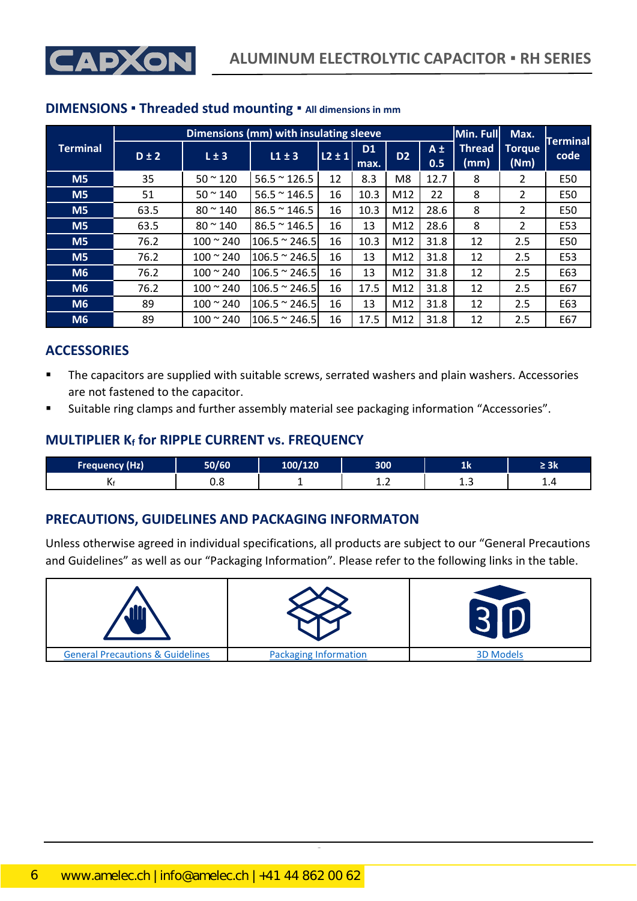## DIMENSIONS ▪ Threaded stud mounting ▪ All dimensions in mm

| Terminal | Dimensions (mm) with insulating sleeve | | | | | | | Min. Full Thread (mm) | Max. Torque (Nm) | Terminal code |
|---|---|---|---|---|---|---|---|---|---|---|
| | D ± 2 | L ± 3 | L1 ± 3 | L2 ± 1 | D1 max. | D2 | A ± 0.5 | | | |
| M5 | 35 | 50 ~ 120 | 56.5 ~ 126.5 | 12 | 8.3 | M8 | 12.7 | 8 | 2 | E50 |
| M5 | 51 | 50 ~ 140 | 56.5 ~ 146.5 | 16 | 10.3 | M12 | 22 | 8 | 2 | E50 |
| M5 | 63.5 | 80 ~ 140 | 86.5 ~ 146.5 | 16 | 10.3 | M12 | 28.6 | 8 | 2 | E50 |
| M5 | 63.5 | 80 ~ 140 | 86.5 ~ 146.5 | 16 | 13 | M12 | 28.6 | 8 | 2 | E53 |
| M5 | 76.2 | 100 ~ 240 | 106.5 ~ 246.5 | 16 | 10.3 | M12 | 31.8 | 12 | 2.5 | E50 |
| M5 | 76.2 | 100 ~ 240 | 106.5 ~ 246.5 | 16 | 13 | M12 | 31.8 | 12 | 2.5 | E53 |
| M6 | 76.2 | 100 ~ 240 | 106.5 ~ 246.5 | 16 | 13 | M12 | 31.8 | 12 | 2.5 | E63 |
| M6 | 76.2 | 100 ~ 240 | 106.5 ~ 246.5 | 16 | 17.5 | M12 | 31.8 | 12 | 2.5 | E67 |
| M6 | 89 | 100 ~ 240 | 106.5 ~ 246.5 | 16 | 13 | M12 | 31.8 | 12 | 2.5 | E63 |
| M6 | 89 | 100 ~ 240 | 106.5 ~ 246.5 | 16 | 17.5 | M12 | 31.8 | 12 | 2.5 | E67 |

## ACCESSORIES

- The capacitors are supplied with suitable screws, serrated washers and plain washers. Accessories are not fastened to the capacitor.
- Suitable ring clamps and further assembly material see packaging information "Accessories".

## MULTIPLIER $K_f$ for RIPPLE CURRENT vs. FREQUENCY

| Frequency (Hz) | 50/60 | 100/120 | 300 | 1k | ≥ 3k |
|---|---|---|---|---|---|
| $K_f$ | 0.8 | 1 | 1.2 | 1.3 | 1.4 |

## PRECAUTIONS, GUIDELINES AND PACKAGING INFORMATON

Unless otherwise agreed in individual specifications, all products are subject to our "General Precautions and Guidelines" as well as our "Packaging Information". Please refer to the following links in the table.

| General Precautions & Guidelines | Packaging Information | 3D Models |
|---|---|---|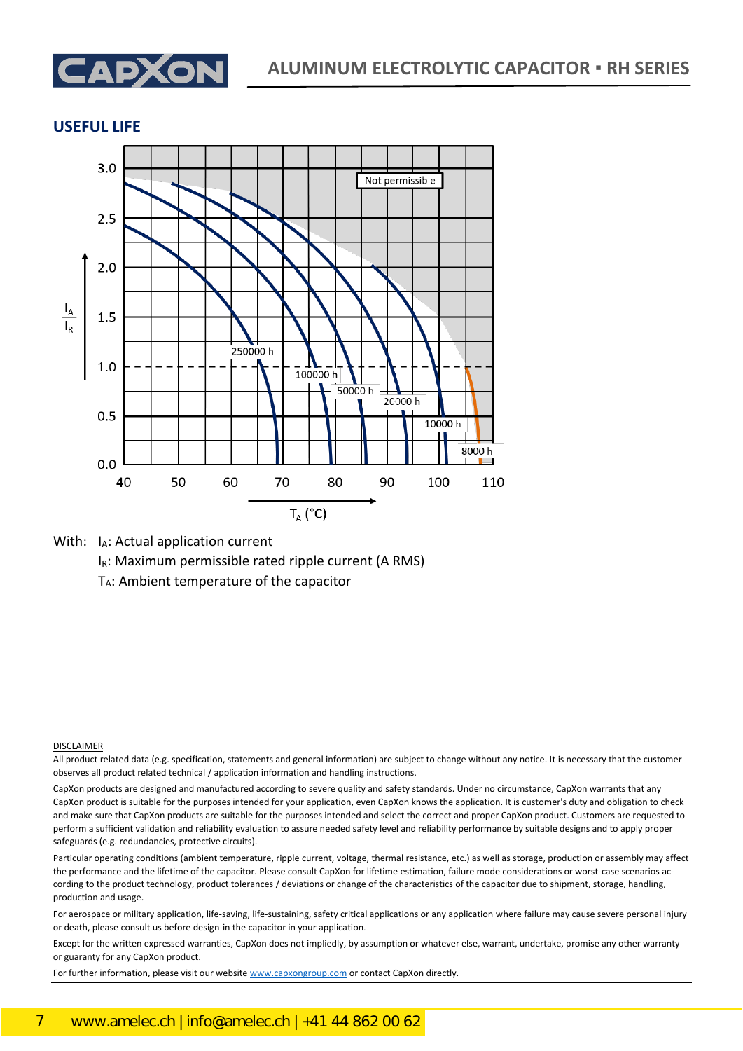## USEFUL LIFE

Not permissible

3.0
2.5
2.0
1.5
1.0
0.5
0.0

$\frac{I_A}{I_R}$

250000 h
100000 h
50000 h
20000 h
10000 h
8000 h

40 50 60 70 80 90 100 110

$T_A$ (°C)

With: $I_A$: Actual application current

$I_R$: Maximum permissible rated ripple current (A RMS)

$T_A$: Ambient temperature of the capacitor

DISCLAIMER

All product related data (e.g. specification, statements and general information) are subject to change without any notice. It is necessary that the customer observes all product related technical / application information and handling instructions.

CapXon products are designed and manufactured according to severe quality and safety standards. Under no circumstance, CapXon warrants that any CapXon product is suitable for the purposes intended for your application, even CapXon knows the application. It is customer's duty and obligation to check and make sure that CapXon products are suitable for the purposes intended and select the correct and proper CapXon product. Customers are requested to perform a sufficient validation and reliability evaluation to assure needed safety level and reliability performance by suitable designs and to apply proper safeguards (e.g. redundancies, protective circuits).

Particular operating conditions (ambient temperature, ripple current, voltage, thermal resistance, etc.) as well as storage, production or assembly may affect the performance and the lifetime of the capacitor. Please consult CapXon for lifetime estimation, failure mode considerations or worst-case scenarios according to the product technology, product tolerances / deviations or change of the characteristics of the capacitor due to shipment, storage, handling, production and usage.

For aerospace or military application, life-saving, life-sustaining, safety critical applications or any application where failure may cause severe personal injury or death, please consult us before design-in the capacitor in your application.

Except for the written expressed warranties, CapXon does not impliedly, by assumption or whatever else, warrant, undertake, promise any other warranty or guaranty for any CapXon product.

For further information, please visit our website www.capxongroup.com or contact CapXon directly.